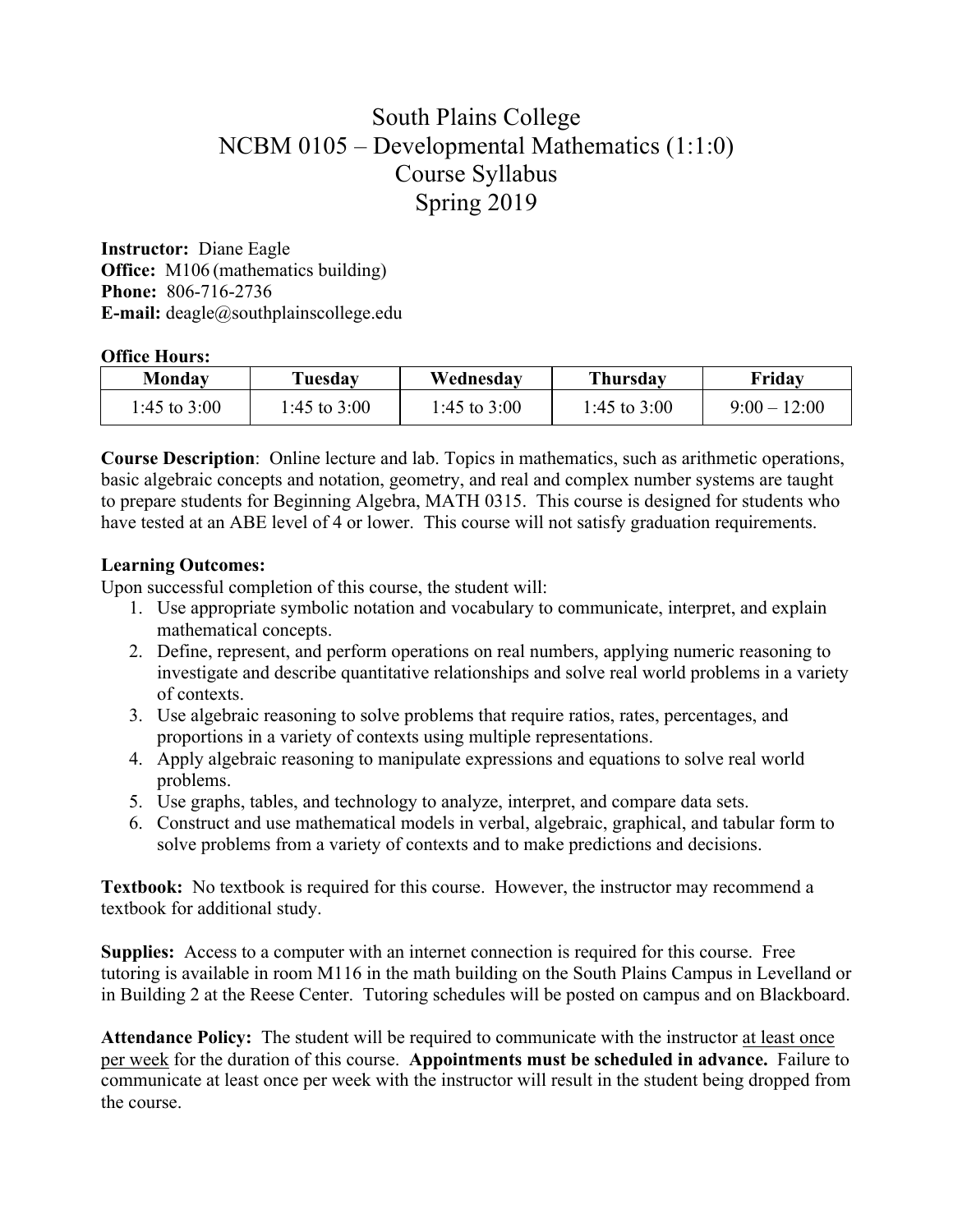# South Plains College
# NCBM 0105 – Developmental Mathematics (1:1:0)
# Course Syllabus
# Spring 2019

**Instructor:** Diane Eagle
**Office:** M106 (mathematics building)
**Phone:** 806-716-2736
**E-mail:** deagle@southplainscollege.edu

**Office Hours:**

| Monday | Tuesday | Wednesday | Thursday | Friday |
|---|---|---|---|---|
| 1:45 to 3:00 | 1:45 to 3:00 | 1:45 to 3:00 | 1:45 to 3:00 | 9:00 – 12:00 |

**Course Description**: Online lecture and lab. Topics in mathematics, such as arithmetic operations, basic algebraic concepts and notation, geometry, and real and complex number systems are taught to prepare students for Beginning Algebra, MATH 0315. This course is designed for students who have tested at an ABE level of 4 or lower. This course will not satisfy graduation requirements.

**Learning Outcomes:**
Upon successful completion of this course, the student will:

1. Use appropriate symbolic notation and vocabulary to communicate, interpret, and explain mathematical concepts.
2. Define, represent, and perform operations on real numbers, applying numeric reasoning to investigate and describe quantitative relationships and solve real world problems in a variety of contexts.
3. Use algebraic reasoning to solve problems that require ratios, rates, percentages, and proportions in a variety of contexts using multiple representations.
4. Apply algebraic reasoning to manipulate expressions and equations to solve real world problems.
5. Use graphs, tables, and technology to analyze, interpret, and compare data sets.
6. Construct and use mathematical models in verbal, algebraic, graphical, and tabular form to solve problems from a variety of contexts and to make predictions and decisions.

**Textbook:** No textbook is required for this course. However, the instructor may recommend a textbook for additional study.

**Supplies:** Access to a computer with an internet connection is required for this course. Free tutoring is available in room M116 in the math building on the South Plains Campus in Levelland or in Building 2 at the Reese Center. Tutoring schedules will be posted on campus and on Blackboard.

**Attendance Policy:** The student will be required to communicate with the instructor at least once per week for the duration of this course. **Appointments must be scheduled in advance.** Failure to communicate at least once per week with the instructor will result in the student being dropped from the course.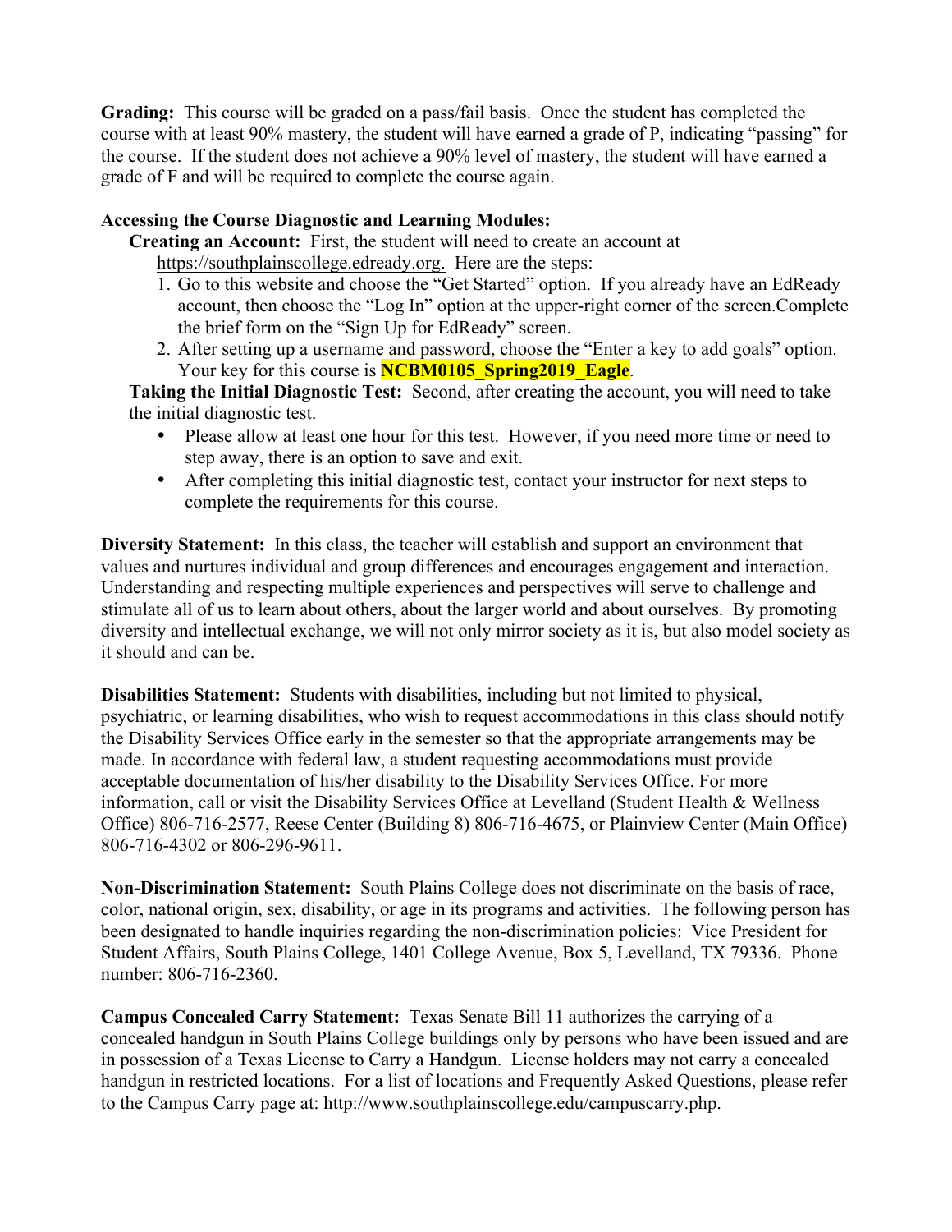**Grading:** This course will be graded on a pass/fail basis. Once the student has completed the course with at least 90% mastery, the student will have earned a grade of P, indicating "passing" for the course. If the student does not achieve a 90% level of mastery, the student will have earned a grade of F and will be required to complete the course again.

**Accessing the Course Diagnostic and Learning Modules:**

**Creating an Account:** First, the student will need to create an account at https://southplainscollege.edready.org. Here are the steps:

1. Go to this website and choose the "Get Started" option. If you already have an EdReady account, then choose the "Log In" option at the upper-right corner of the screen.Complete the brief form on the "Sign Up for EdReady" screen.
2. After setting up a username and password, choose the "Enter a key to add goals" option. Your key for this course is **NCBM0105_Spring2019_Eagle**.

**Taking the Initial Diagnostic Test:** Second, after creating the account, you will need to take the initial diagnostic test.

- Please allow at least one hour for this test. However, if you need more time or need to step away, there is an option to save and exit.
- After completing this initial diagnostic test, contact your instructor for next steps to complete the requirements for this course.

**Diversity Statement:** In this class, the teacher will establish and support an environment that values and nurtures individual and group differences and encourages engagement and interaction. Understanding and respecting multiple experiences and perspectives will serve to challenge and stimulate all of us to learn about others, about the larger world and about ourselves. By promoting diversity and intellectual exchange, we will not only mirror society as it is, but also model society as it should and can be.

**Disabilities Statement:** Students with disabilities, including but not limited to physical, psychiatric, or learning disabilities, who wish to request accommodations in this class should notify the Disability Services Office early in the semester so that the appropriate arrangements may be made. In accordance with federal law, a student requesting accommodations must provide acceptable documentation of his/her disability to the Disability Services Office. For more information, call or visit the Disability Services Office at Levelland (Student Health & Wellness Office) 806-716-2577, Reese Center (Building 8) 806-716-4675, or Plainview Center (Main Office) 806-716-4302 or 806-296-9611.

**Non-Discrimination Statement:** South Plains College does not discriminate on the basis of race, color, national origin, sex, disability, or age in its programs and activities. The following person has been designated to handle inquiries regarding the non-discrimination policies: Vice President for Student Affairs, South Plains College, 1401 College Avenue, Box 5, Levelland, TX 79336. Phone number: 806-716-2360.

**Campus Concealed Carry Statement:** Texas Senate Bill 11 authorizes the carrying of a concealed handgun in South Plains College buildings only by persons who have been issued and are in possession of a Texas License to Carry a Handgun. License holders may not carry a concealed handgun in restricted locations. For a list of locations and Frequently Asked Questions, please refer to the Campus Carry page at: http://www.southplainscollege.edu/campuscarry.php.